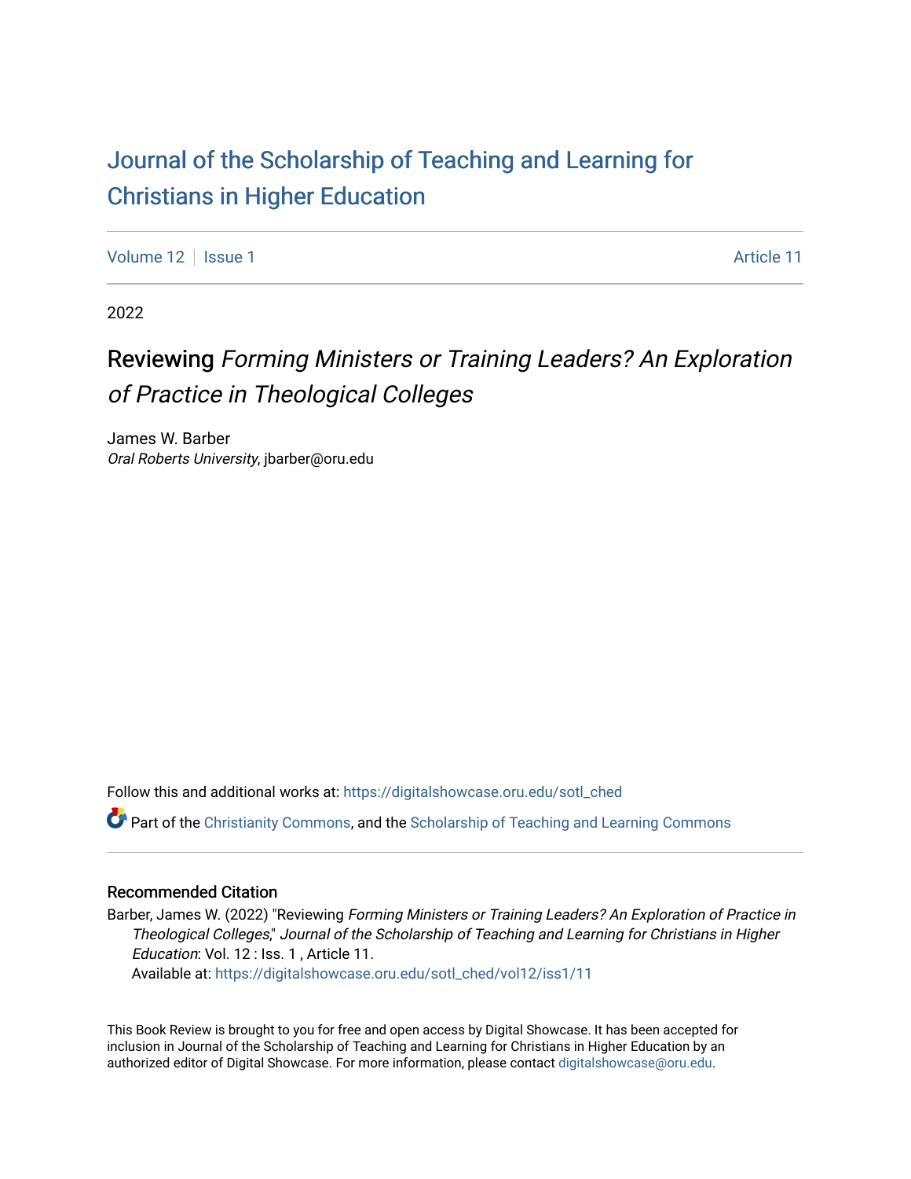Journal of the Scholarship of Teaching and Learning for Christians in Higher Education

Volume 12 | Issue 1 Article 11

2022

# Reviewing *Forming Ministers or Training Leaders? An Exploration of Practice in Theological Colleges*

James W. Barber
*Oral Roberts University*, jbarber@oru.edu

Follow this and additional works at: https://digitalshowcase.oru.edu/sotl_ched

Part of the Christianity Commons, and the Scholarship of Teaching and Learning Commons

## Recommended Citation

Barber, James W. (2022) "Reviewing *Forming Ministers or Training Leaders? An Exploration of Practice in Theological Colleges*," *Journal of the Scholarship of Teaching and Learning for Christians in Higher Education*: Vol. 12 : Iss. 1 , Article 11.
Available at: https://digitalshowcase.oru.edu/sotl_ched/vol12/iss1/11

This Book Review is brought to you for free and open access by Digital Showcase. It has been accepted for inclusion in Journal of the Scholarship of Teaching and Learning for Christians in Higher Education by an authorized editor of Digital Showcase. For more information, please contact digitalshowcase@oru.edu.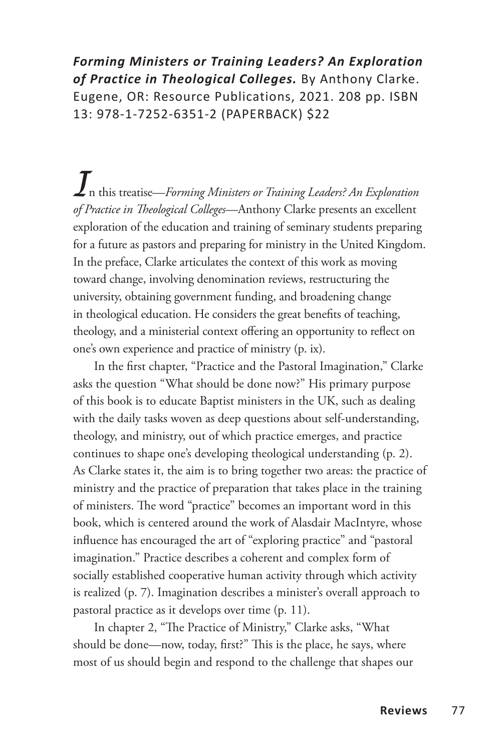***Forming Ministers or Training Leaders? An Exploration of Practice in Theological Colleges.*** By Anthony Clarke. Eugene, OR: Resource Publications, 2021. 208 pp. ISBN 13: 978-1-7252-6351-2 (PAPERBACK) $22

In this treatise—*Forming Ministers or Training Leaders? An Exploration of Practice in Theological Colleges*—Anthony Clarke presents an excellent exploration of the education and training of seminary students preparing for a future as pastors and preparing for ministry in the United Kingdom. In the preface, Clarke articulates the context of this work as moving toward change, involving denomination reviews, restructuring the university, obtaining government funding, and broadening change in theological education. He considers the great benefits of teaching, theology, and a ministerial context offering an opportunity to reflect on one's own experience and practice of ministry (p. ix).

In the first chapter, "Practice and the Pastoral Imagination," Clarke asks the question "What should be done now?" His primary purpose of this book is to educate Baptist ministers in the UK, such as dealing with the daily tasks woven as deep questions about self-understanding, theology, and ministry, out of which practice emerges, and practice continues to shape one's developing theological understanding (p. 2). As Clarke states it, the aim is to bring together two areas: the practice of ministry and the practice of preparation that takes place in the training of ministers. The word "practice" becomes an important word in this book, which is centered around the work of Alasdair MacIntyre, whose influence has encouraged the art of "exploring practice" and "pastoral imagination." Practice describes a coherent and complex form of socially established cooperative human activity through which activity is realized (p. 7). Imagination describes a minister's overall approach to pastoral practice as it develops over time (p. 11).

In chapter 2, "The Practice of Ministry," Clarke asks, "What should be done—now, today, first?" This is the place, he says, where most of us should begin and respond to the challenge that shapes our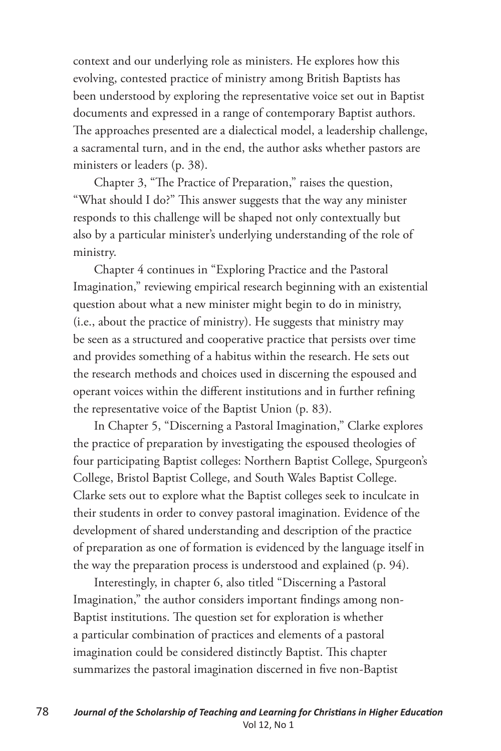context and our underlying role as ministers. He explores how this evolving, contested practice of ministry among British Baptists has been understood by exploring the representative voice set out in Baptist documents and expressed in a range of contemporary Baptist authors. The approaches presented are a dialectical model, a leadership challenge, a sacramental turn, and in the end, the author asks whether pastors are ministers or leaders (p. 38).

Chapter 3, "The Practice of Preparation," raises the question, "What should I do?" This answer suggests that the way any minister responds to this challenge will be shaped not only contextually but also by a particular minister's underlying understanding of the role of ministry.

Chapter 4 continues in "Exploring Practice and the Pastoral Imagination," reviewing empirical research beginning with an existential question about what a new minister might begin to do in ministry, (i.e., about the practice of ministry). He suggests that ministry may be seen as a structured and cooperative practice that persists over time and provides something of a habitus within the research. He sets out the research methods and choices used in discerning the espoused and operant voices within the different institutions and in further refining the representative voice of the Baptist Union (p. 83).

In Chapter 5, "Discerning a Pastoral Imagination," Clarke explores the practice of preparation by investigating the espoused theologies of four participating Baptist colleges: Northern Baptist College, Spurgeon's College, Bristol Baptist College, and South Wales Baptist College. Clarke sets out to explore what the Baptist colleges seek to inculcate in their students in order to convey pastoral imagination. Evidence of the development of shared understanding and description of the practice of preparation as one of formation is evidenced by the language itself in the way the preparation process is understood and explained (p. 94).

Interestingly, in chapter 6, also titled "Discerning a Pastoral Imagination," the author considers important findings among non-Baptist institutions. The question set for exploration is whether a particular combination of practices and elements of a pastoral imagination could be considered distinctly Baptist. This chapter summarizes the pastoral imagination discerned in five non-Baptist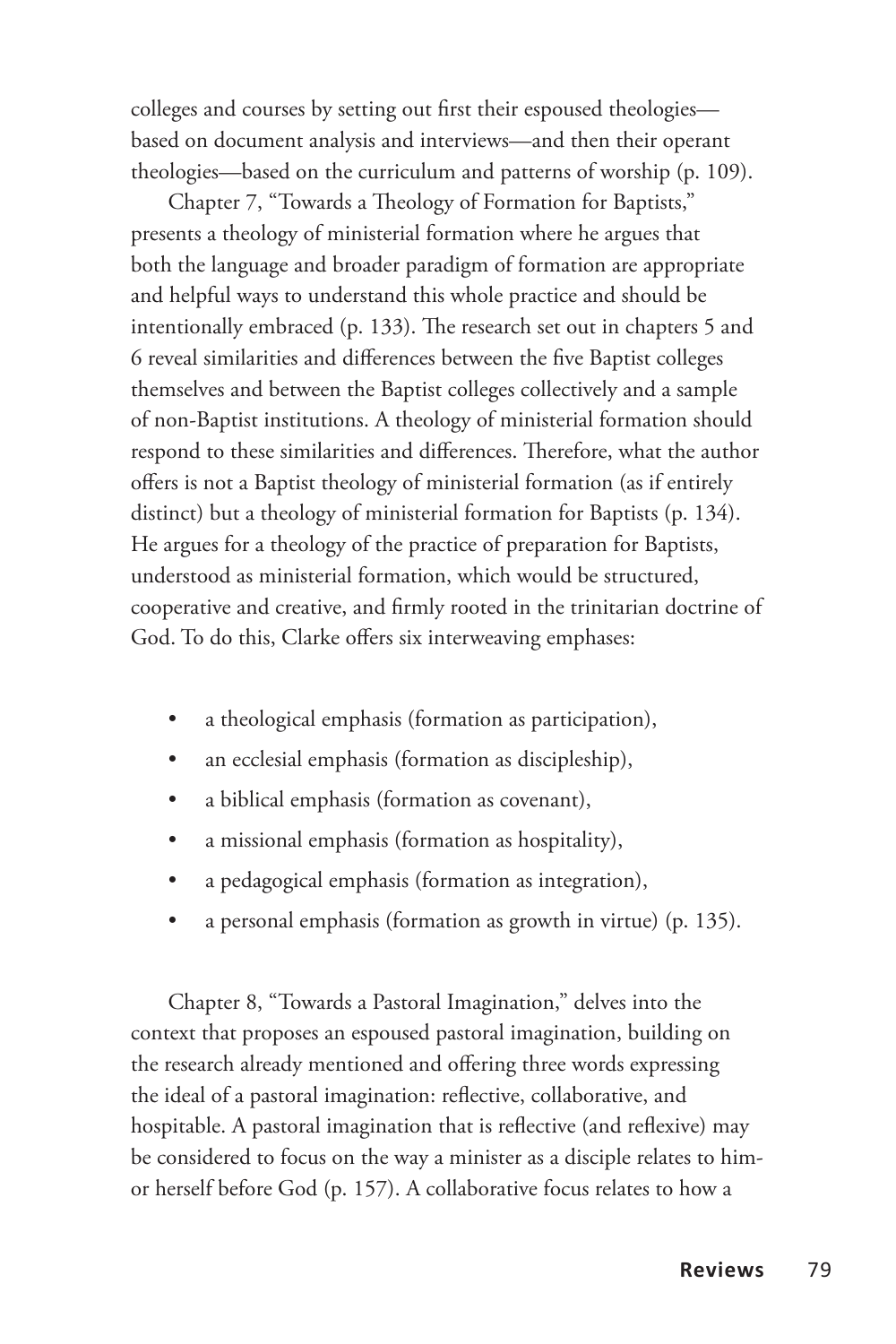colleges and courses by setting out first their espoused theologies—based on document analysis and interviews—and then their operant theologies—based on the curriculum and patterns of worship (p. 109).

Chapter 7, "Towards a Theology of Formation for Baptists," presents a theology of ministerial formation where he argues that both the language and broader paradigm of formation are appropriate and helpful ways to understand this whole practice and should be intentionally embraced (p. 133). The research set out in chapters 5 and 6 reveal similarities and differences between the five Baptist colleges themselves and between the Baptist colleges collectively and a sample of non-Baptist institutions. A theology of ministerial formation should respond to these similarities and differences. Therefore, what the author offers is not a Baptist theology of ministerial formation (as if entirely distinct) but a theology of ministerial formation for Baptists (p. 134). He argues for a theology of the practice of preparation for Baptists, understood as ministerial formation, which would be structured, cooperative and creative, and firmly rooted in the trinitarian doctrine of God. To do this, Clarke offers six interweaving emphases:

- a theological emphasis (formation as participation),
- an ecclesial emphasis (formation as discipleship),
- a biblical emphasis (formation as covenant),
- a missional emphasis (formation as hospitality),
- a pedagogical emphasis (formation as integration),
- a personal emphasis (formation as growth in virtue) (p. 135).

Chapter 8, "Towards a Pastoral Imagination," delves into the context that proposes an espoused pastoral imagination, building on the research already mentioned and offering three words expressing the ideal of a pastoral imagination: reflective, collaborative, and hospitable. A pastoral imagination that is reflective (and reflexive) may be considered to focus on the way a minister as a disciple relates to him- or herself before God (p. 157). A collaborative focus relates to how a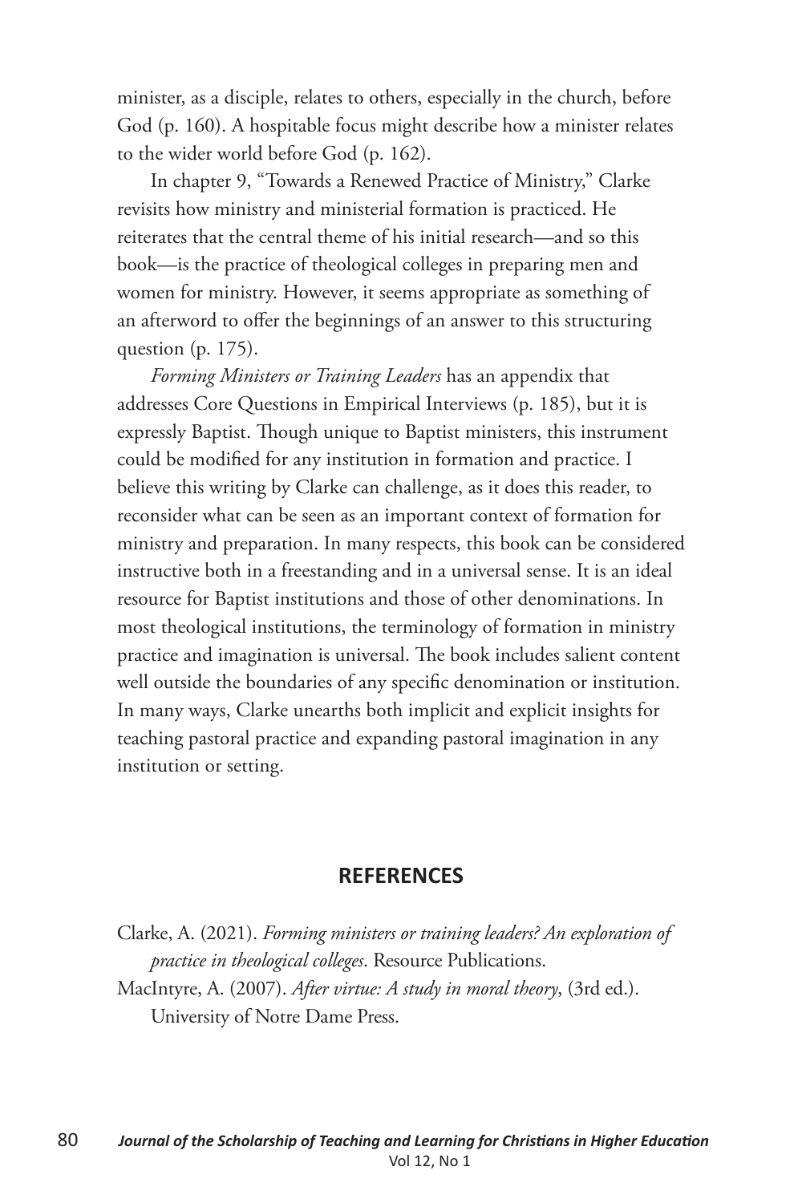minister, as a disciple, relates to others, especially in the church, before God (p. 160). A hospitable focus might describe how a minister relates to the wider world before God (p. 162).

In chapter 9, "Towards a Renewed Practice of Ministry," Clarke revisits how ministry and ministerial formation is practiced. He reiterates that the central theme of his initial research—and so this book—is the practice of theological colleges in preparing men and women for ministry. However, it seems appropriate as something of an afterword to offer the beginnings of an answer to this structuring question (p. 175).

*Forming Ministers or Training Leaders* has an appendix that addresses Core Questions in Empirical Interviews (p. 185), but it is expressly Baptist. Though unique to Baptist ministers, this instrument could be modified for any institution in formation and practice. I believe this writing by Clarke can challenge, as it does this reader, to reconsider what can be seen as an important context of formation for ministry and preparation. In many respects, this book can be considered instructive both in a freestanding and in a universal sense. It is an ideal resource for Baptist institutions and those of other denominations. In most theological institutions, the terminology of formation in ministry practice and imagination is universal. The book includes salient content well outside the boundaries of any specific denomination or institution. In many ways, Clarke unearths both implicit and explicit insights for teaching pastoral practice and expanding pastoral imagination in any institution or setting.

## REFERENCES

Clarke, A. (2021). *Forming ministers or training leaders? An exploration of practice in theological colleges*. Resource Publications.

MacIntyre, A. (2007). *After virtue: A study in moral theory*, (3rd ed.). University of Notre Dame Press.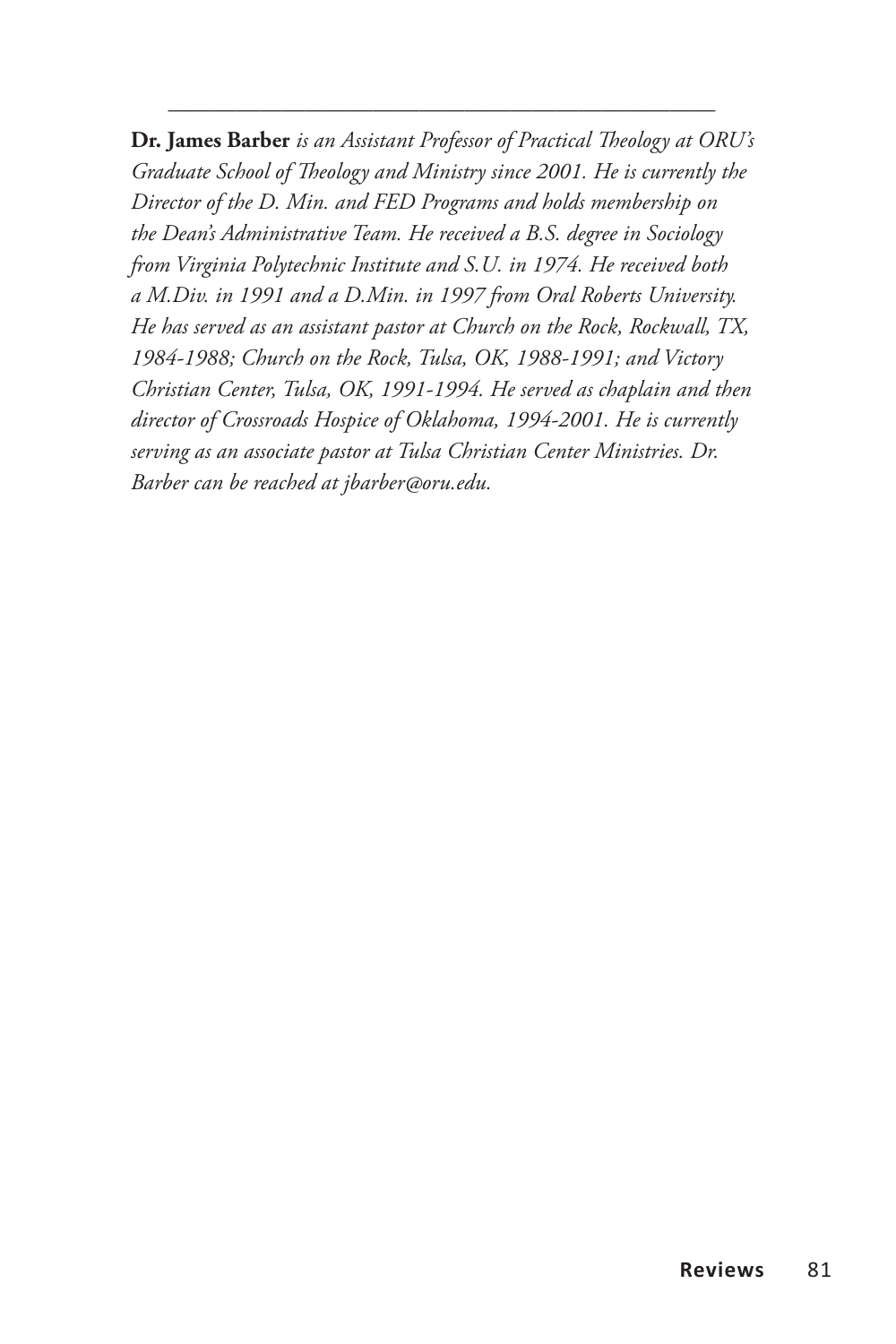---

**Dr. James Barber** *is an Assistant Professor of Practical Theology at ORU's Graduate School of Theology and Ministry since 2001. He is currently the Director of the D. Min. and FED Programs and holds membership on the Dean's Administrative Team. He received a B.S. degree in Sociology from Virginia Polytechnic Institute and S.U. in 1974. He received both a M.Div. in 1991 and a D.Min. in 1997 from Oral Roberts University. He has served as an assistant pastor at Church on the Rock, Rockwall, TX, 1984-1988; Church on the Rock, Tulsa, OK, 1988-1991; and Victory Christian Center, Tulsa, OK, 1991-1994. He served as chaplain and then director of Crossroads Hospice of Oklahoma, 1994-2001. He is currently serving as an associate pastor at Tulsa Christian Center Ministries. Dr. Barber can be reached at jbarber@oru.edu.*